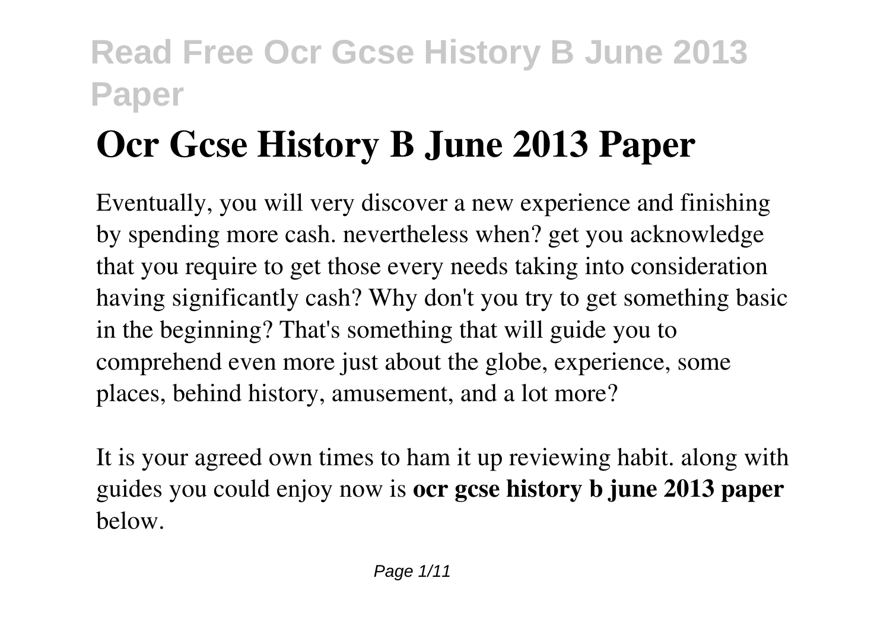# Ocr Gcse History B June 2013 Paper

Eventually, you will very discover a new experience and finishing by spending more cash. nevertheless when? get you acknowledge that you require to get those every needs taking into consideration having significantly cash? Why don't you try to get something basic in the beginning? That's something that will guide you to comprehend even more just about the globe, experience, some places, behind history, amusement, and a lot more?

It is your agreed own times to ham it up reviewing habit. along with guides you could enjoy now is **ocr gcse history b june 2013 paper** below.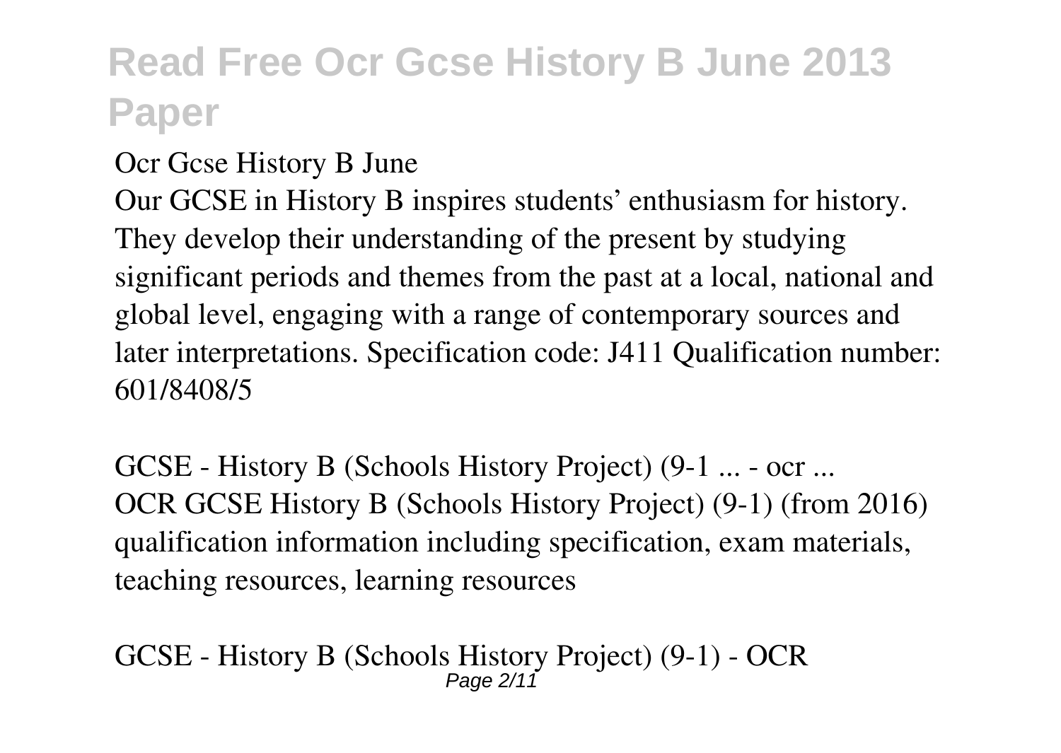Ocr Gcse History B June

Our GCSE in History B inspires students' enthusiasm for history. They develop their understanding of the present by studying significant periods and themes from the past at a local, national and global level, engaging with a range of contemporary sources and later interpretations. Specification code: J411 Qualification number: 601/8408/5

GCSE - History B (Schools History Project) (9-1 ... - ocr ...

OCR GCSE History B (Schools History Project) (9-1) (from 2016) qualification information including specification, exam materials, teaching resources, learning resources

GCSE - History B (Schools History Project) (9-1) - OCR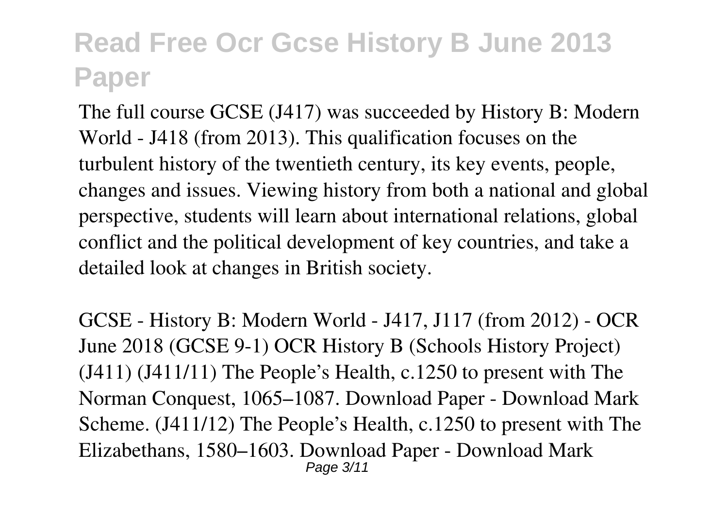The full course GCSE (J417) was succeeded by History B: Modern World - J418 (from 2013). This qualification focuses on the turbulent history of the twentieth century, its key events, people, changes and issues. Viewing history from both a national and global perspective, students will learn about international relations, global conflict and the political development of key countries, and take a detailed look at changes in British society.

GCSE - History B: Modern World - J417, J117 (from 2012) - OCR June 2018 (GCSE 9-1) OCR History B (Schools History Project) (J411) (J411/11) The People's Health, c.1250 to present with The Norman Conquest, 1065–1087. Download Paper - Download Mark Scheme. (J411/12) The People's Health, c.1250 to present with The Elizabethans, 1580–1603. Download Paper - Download Mark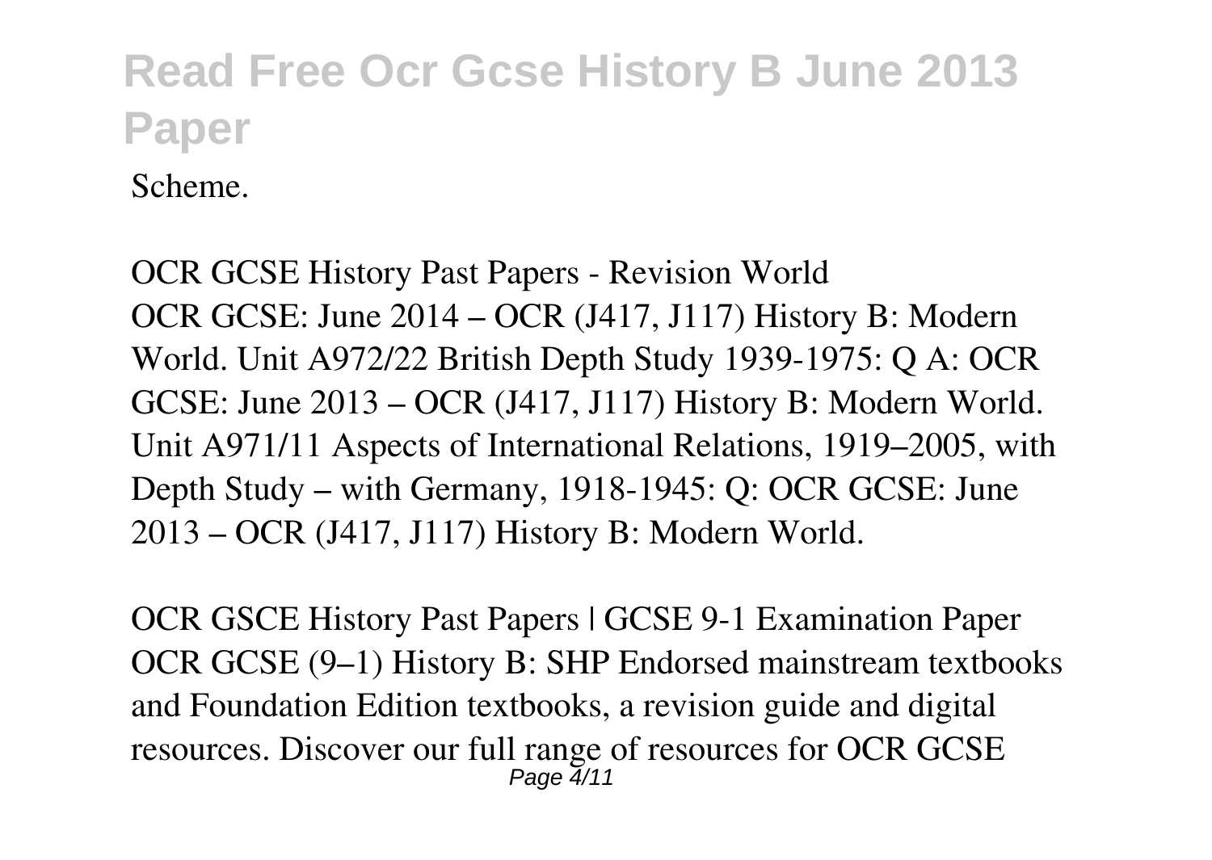Scheme.

OCR GCSE History Past Papers - Revision World
OCR GCSE: June 2014 – OCR (J417, J117) History B: Modern World. Unit A972/22 British Depth Study 1939-1975: Q A: OCR GCSE: June 2013 – OCR (J417, J117) History B: Modern World. Unit A971/11 Aspects of International Relations, 1919–2005, with Depth Study – with Germany, 1918-1945: Q: OCR GCSE: June 2013 – OCR (J417, J117) History B: Modern World.

OCR GSCE History Past Papers | GCSE 9-1 Examination Paper
OCR GCSE (9–1) History B: SHP Endorsed mainstream textbooks and Foundation Edition textbooks, a revision guide and digital resources. Discover our full range of resources for OCR GCSE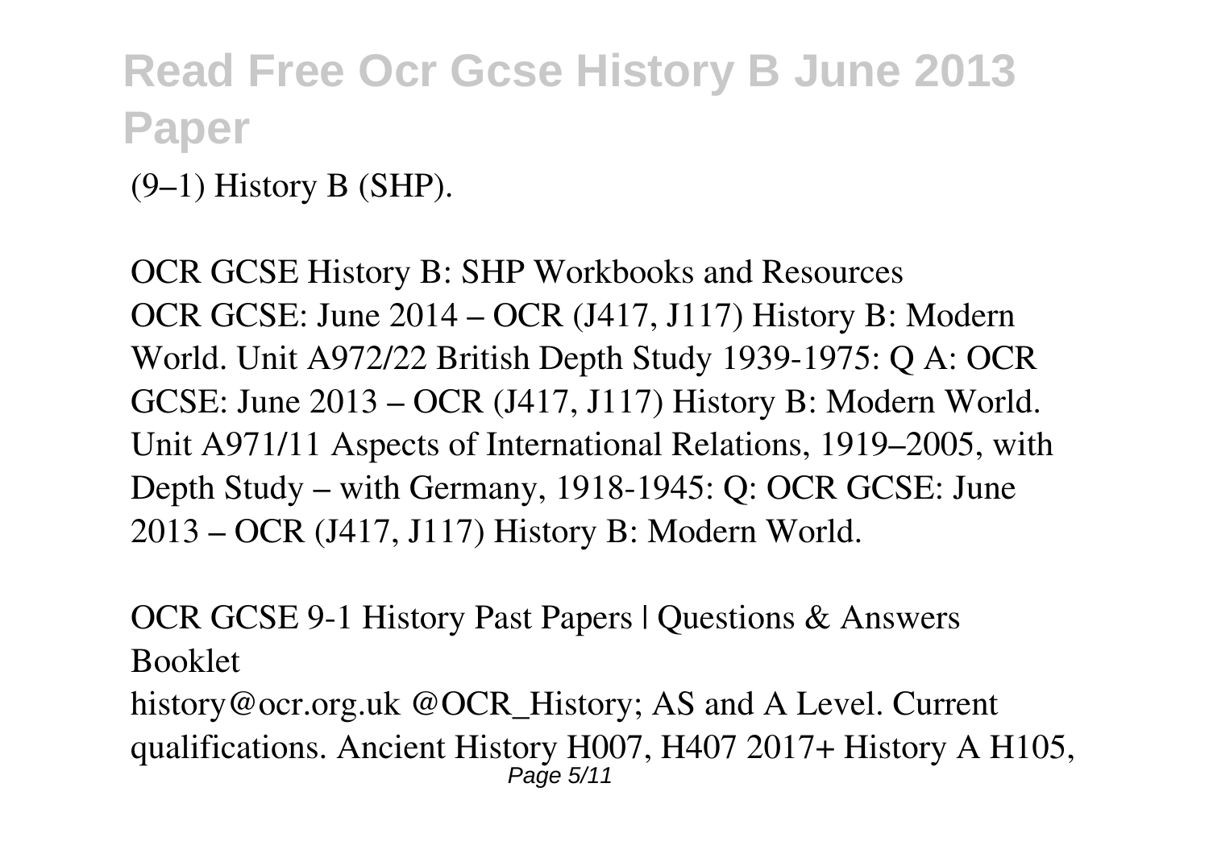(9–1) History B (SHP).

OCR GCSE History B: SHP Workbooks and Resources
OCR GCSE: June 2014 – OCR (J417, J117) History B: Modern World. Unit A972/22 British Depth Study 1939-1975: Q A: OCR GCSE: June 2013 – OCR (J417, J117) History B: Modern World. Unit A971/11 Aspects of International Relations, 1919–2005, with Depth Study – with Germany, 1918-1945: Q: OCR GCSE: June 2013 – OCR (J417, J117) History B: Modern World.

OCR GCSE 9-1 History Past Papers | Questions & Answers Booklet
history@ocr.org.uk @OCR_History; AS and A Level. Current qualifications. Ancient History H007, H407 2017+ History A H105,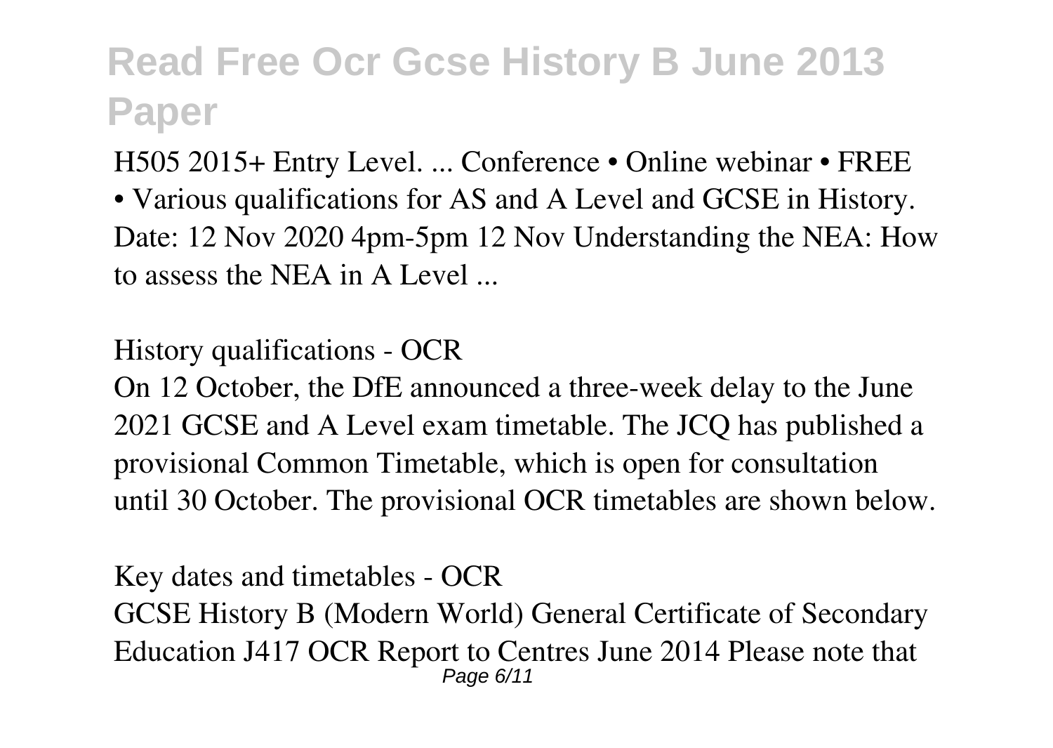H505 2015+ Entry Level. ... Conference • Online webinar • FREE • Various qualifications for AS and A Level and GCSE in History. Date: 12 Nov 2020 4pm-5pm 12 Nov Understanding the NEA: How to assess the NEA in A Level ...

*History qualifications - OCR*

On 12 October, the DfE announced a three-week delay to the June 2021 GCSE and A Level exam timetable. The JCQ has published a provisional Common Timetable, which is open for consultation until 30 October. The provisional OCR timetables are shown below.

*Key dates and timetables - OCR*

GCSE History B (Modern World) General Certificate of Secondary Education J417 OCR Report to Centres June 2014 Please note that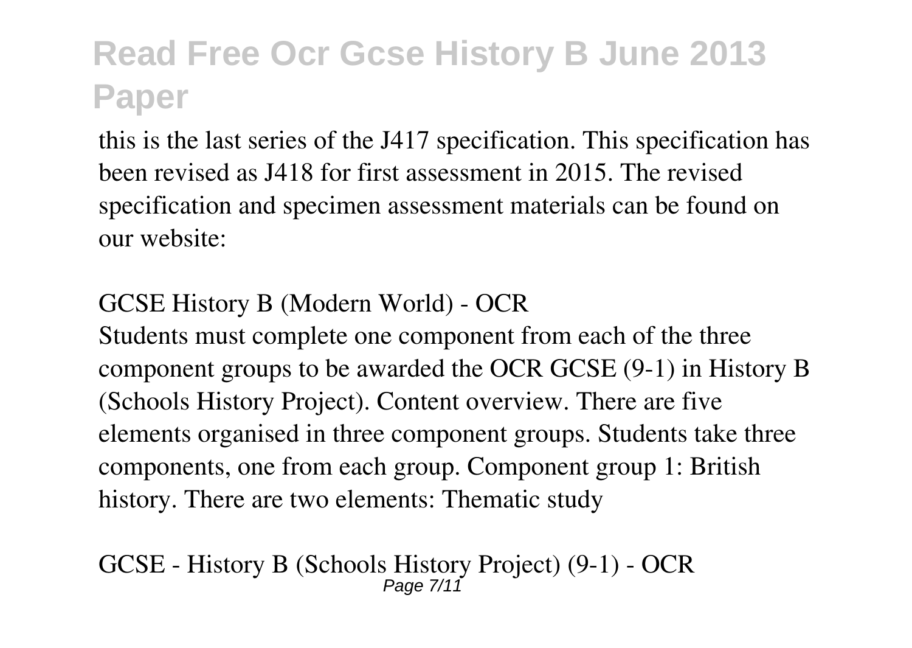this is the last series of the J417 specification. This specification has been revised as J418 for first assessment in 2015. The revised specification and specimen assessment materials can be found on our website:

GCSE History B (Modern World) - OCR

Students must complete one component from each of the three component groups to be awarded the OCR GCSE (9-1) in History B (Schools History Project). Content overview. There are five elements organised in three component groups. Students take three components, one from each group. Component group 1: British history. There are two elements: Thematic study

GCSE - History B (Schools History Project) (9-1) - OCR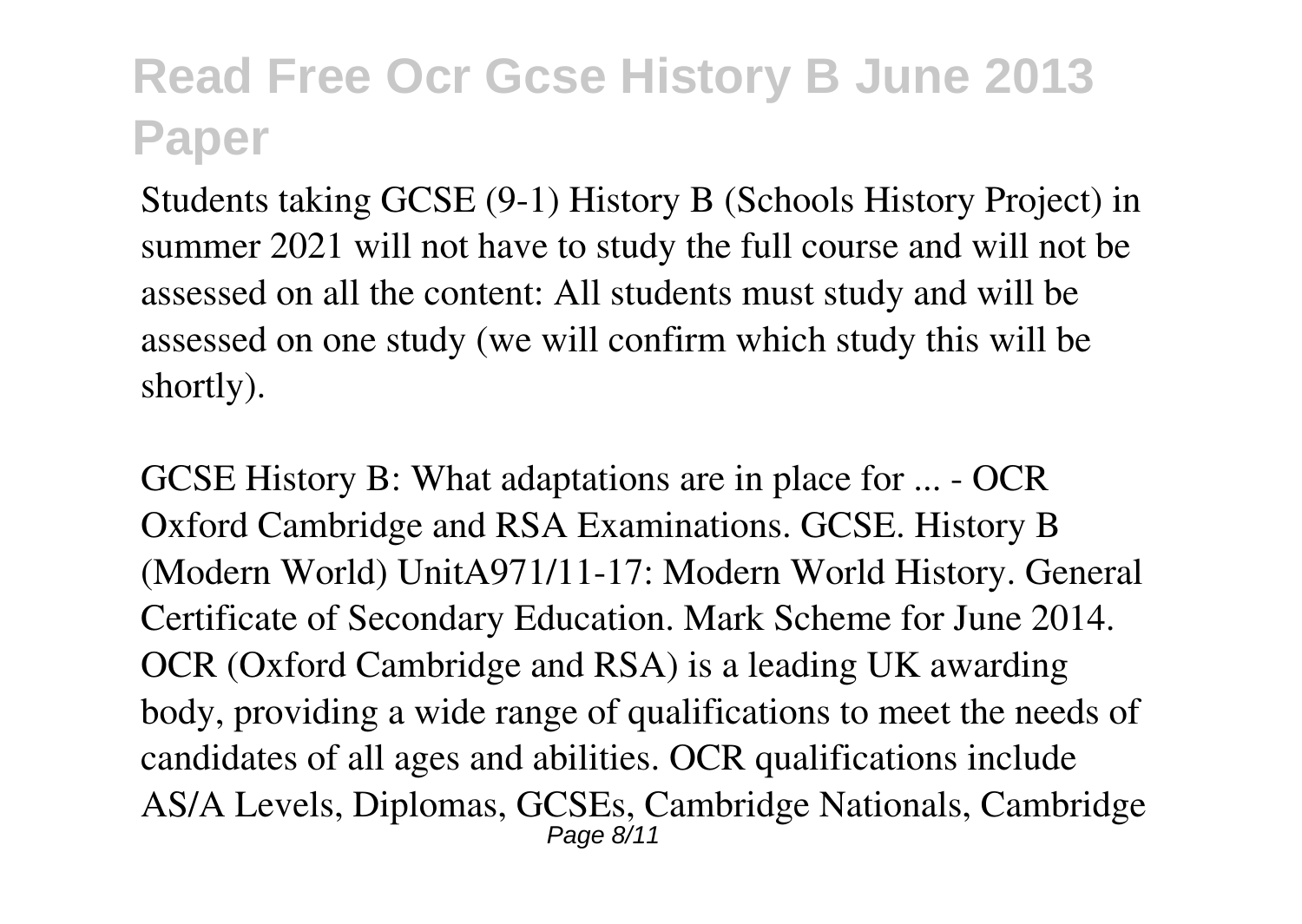Students taking GCSE (9-1) History B (Schools History Project) in summer 2021 will not have to study the full course and will not be assessed on all the content: All students must study and will be assessed on one study (we will confirm which study this will be shortly).

GCSE History B: What adaptations are in place for ... - OCR
Oxford Cambridge and RSA Examinations. GCSE. History B (Modern World) UnitA971/11-17: Modern World History. General Certificate of Secondary Education. Mark Scheme for June 2014. OCR (Oxford Cambridge and RSA) is a leading UK awarding body, providing a wide range of qualifications to meet the needs of candidates of all ages and abilities. OCR qualifications include AS/A Levels, Diplomas, GCSEs, Cambridge Nationals, Cambridge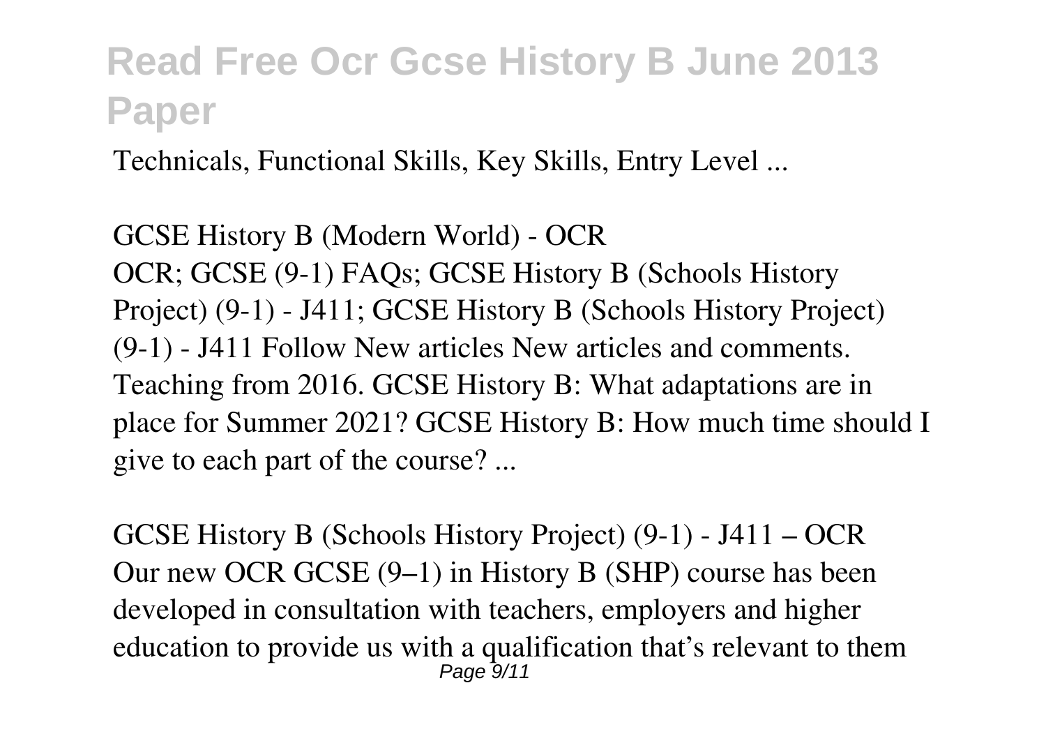Technicals, Functional Skills, Key Skills, Entry Level ...

GCSE History B (Modern World) - OCR
OCR; GCSE (9-1) FAQs; GCSE History B (Schools History Project) (9-1) - J411; GCSE History B (Schools History Project) (9-1) - J411 Follow New articles New articles and comments. Teaching from 2016. GCSE History B: What adaptations are in place for Summer 2021? GCSE History B: How much time should I give to each part of the course? ...

GCSE History B (Schools History Project) (9-1) - J411 – OCR
Our new OCR GCSE (9–1) in History B (SHP) course has been developed in consultation with teachers, employers and higher education to provide us with a qualification that's relevant to them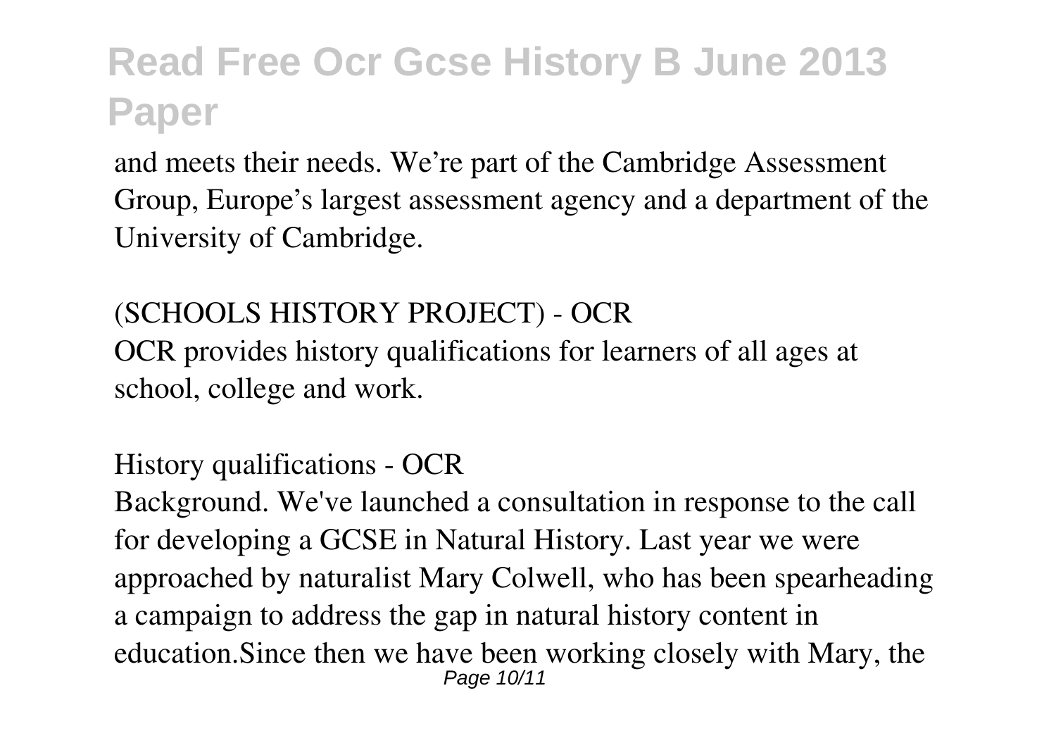and meets their needs. We’re part of the Cambridge Assessment Group, Europe’s largest assessment agency and a department of the University of Cambridge.

## (SCHOOLS HISTORY PROJECT) - OCR

OCR provides history qualifications for learners of all ages at school, college and work.

## History qualifications - OCR

Background. We've launched a consultation in response to the call for developing a GCSE in Natural History. Last year we were approached by naturalist Mary Colwell, who has been spearheading a campaign to address the gap in natural history content in education.Since then we have been working closely with Mary, the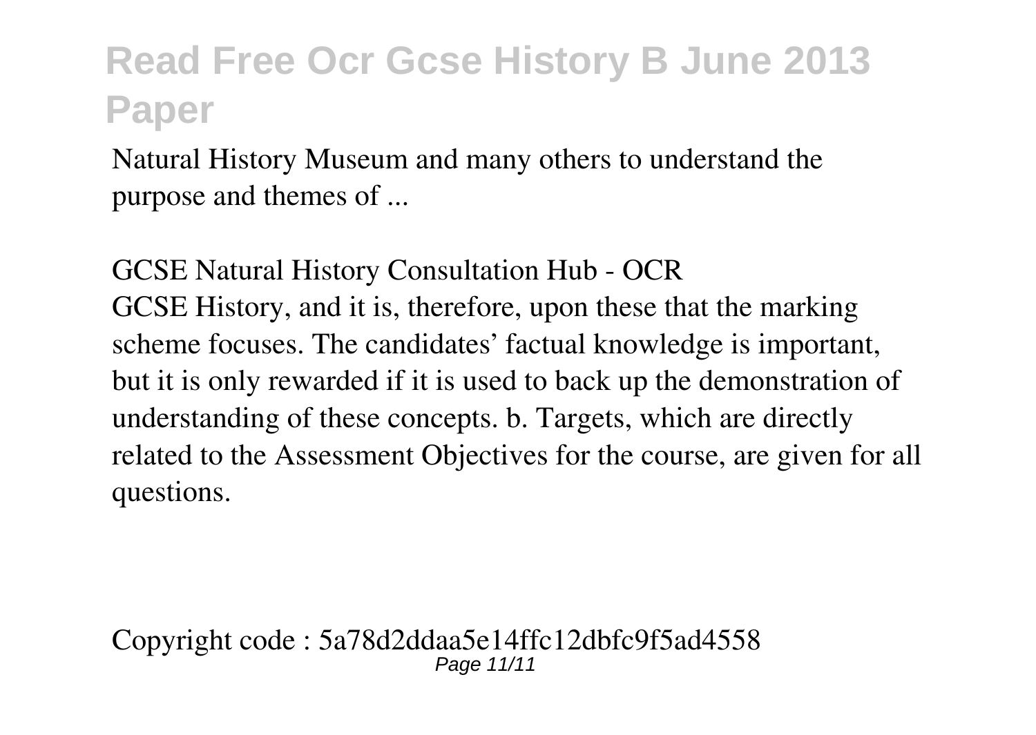Natural History Museum and many others to understand the purpose and themes of ...

GCSE Natural History Consultation Hub - OCR

GCSE History, and it is, therefore, upon these that the marking scheme focuses. The candidates' factual knowledge is important, but it is only rewarded if it is used to back up the demonstration of understanding of these concepts. b. Targets, which are directly related to the Assessment Objectives for the course, are given for all questions.

Copyright code : 5a78d2ddaa5e14ffc12dbfc9f5ad4558